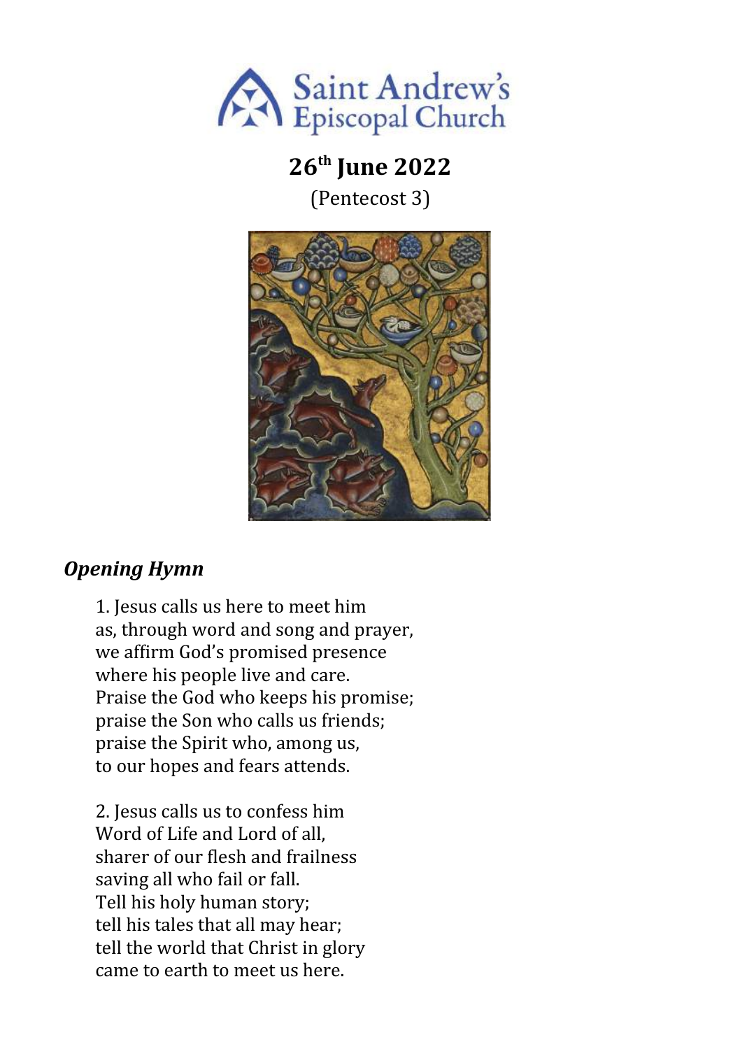Saint Andrew's Episcopal Church

# 26th June 2022

(Pentecost 3)

## *Opening Hymn*

1. Jesus calls us here to meet him
as, through word and song and prayer,
we affirm God's promised presence
where his people live and care.
Praise the God who keeps his promise;
praise the Son who calls us friends;
praise the Spirit who, among us,
to our hopes and fears attends.

2. Jesus calls us to confess him
Word of Life and Lord of all,
sharer of our flesh and frailness
saving all who fail or fall.
Tell his holy human story;
tell his tales that all may hear;
tell the world that Christ in glory
came to earth to meet us here.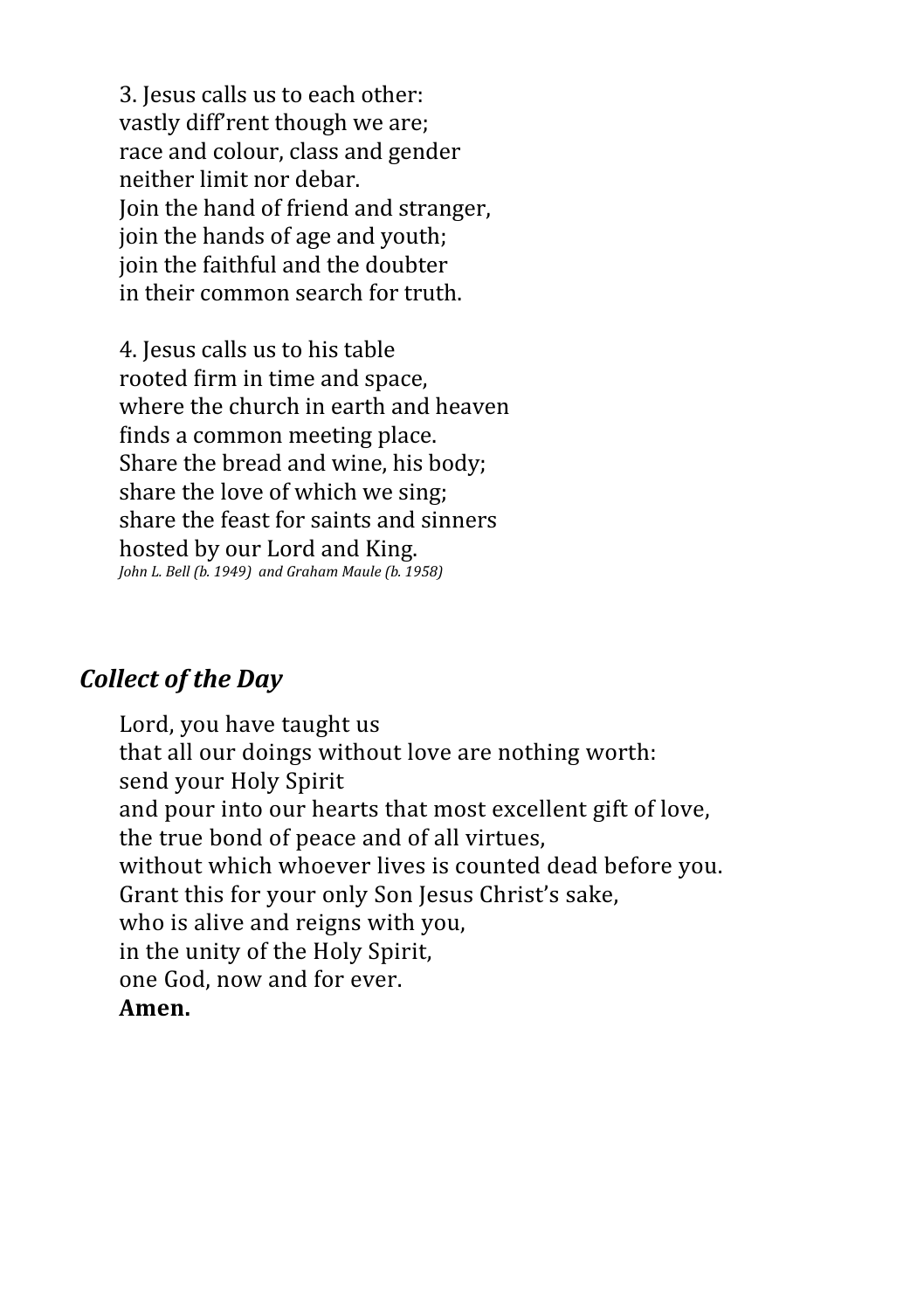3. Jesus calls us to each other:
vastly diff'rent though we are;
race and colour, class and gender
neither limit nor debar.
Join the hand of friend and stranger,
join the hands of age and youth;
join the faithful and the doubter
in their common search for truth.

4. Jesus calls us to his table
rooted firm in time and space,
where the church in earth and heaven
finds a common meeting place.
Share the bread and wine, his body;
share the love of which we sing;
share the feast for saints and sinners
hosted by our Lord and King.
*John L. Bell (b. 1949) and Graham Maule (b. 1958)*

## *Collect of the Day*

Lord, you have taught us
that all our doings without love are nothing worth:
send your Holy Spirit
and pour into our hearts that most excellent gift of love,
the true bond of peace and of all virtues,
without which whoever lives is counted dead before you.
Grant this for your only Son Jesus Christ's sake,
who is alive and reigns with you,
in the unity of the Holy Spirit,
one God, now and for ever.
**Amen.**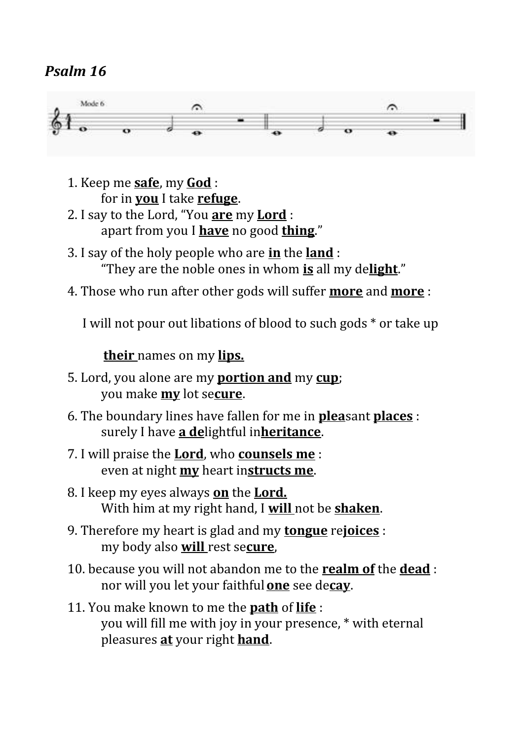*Psalm 16*

Mode 6

1. Keep me **safe**, my **God** :
   for in **you** I take **refuge**.
2. I say to the Lord, "You **are** my **Lord** :
   apart from you I **have** no good **thing**."
3. I say of the holy people who are **in** the **land** :
   "They are the noble ones in whom **is** all my de**light**."
4. Those who run after other gods will suffer **more** and **more** :

   I will not pour out libations of blood to such gods * or take up

   **their** names on my **lips.**
5. Lord, you alone are my **portion and** my **cup**;
   you make **my** lot se**cure**.
6. The boundary lines have fallen for me in **plea**sant **places** :
   surely I have **a de**lightful in**heritance**.
7. I will praise the **Lord**, who **counsels me** :
   even at night **my** heart in**structs me**.
8. I keep my eyes always **on** the **Lord.**
   With him at my right hand, I **will** not be **shaken**.
9. Therefore my heart is glad and my **tongue** re**joices** :
   my body also **will** rest se**cure**,
10. because you will not abandon me to the **realm of** the **dead** :
    nor will you let your faithful **one** see de**cay**.
11. You make known to me the **path** of **life** :
    you will fill me with joy in your presence, * with eternal pleasures **at** your right **hand**.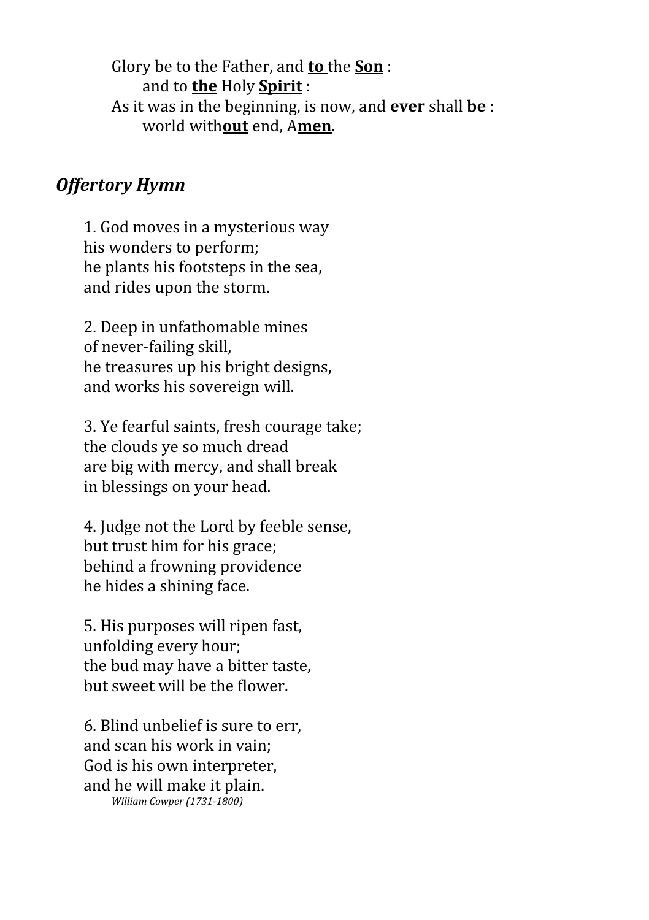Glory be to the Father, and **to** the **Son** :  
  and to **the** Holy **Spirit** :  
As it was in the beginning, is now, and **ever** shall **be** :  
  world with**out** end, A**men**.

## *Offertory Hymn*

1. God moves in a mysterious way  
his wonders to perform;  
he plants his footsteps in the sea,  
and rides upon the storm.

2. Deep in unfathomable mines  
of never-failing skill,  
he treasures up his bright designs,  
and works his sovereign will.

3. Ye fearful saints, fresh courage take;  
the clouds ye so much dread  
are big with mercy, and shall break  
in blessings on your head.

4. Judge not the Lord by feeble sense,  
but trust him for his grace;  
behind a frowning providence  
he hides a shining face.

5. His purposes will ripen fast,  
unfolding every hour;  
the bud may have a bitter taste,  
but sweet will be the flower.

6. Blind unbelief is sure to err,  
and scan his work in vain;  
God is his own interpreter,  
and he will make it plain.

*William Cowper (1731-1800)*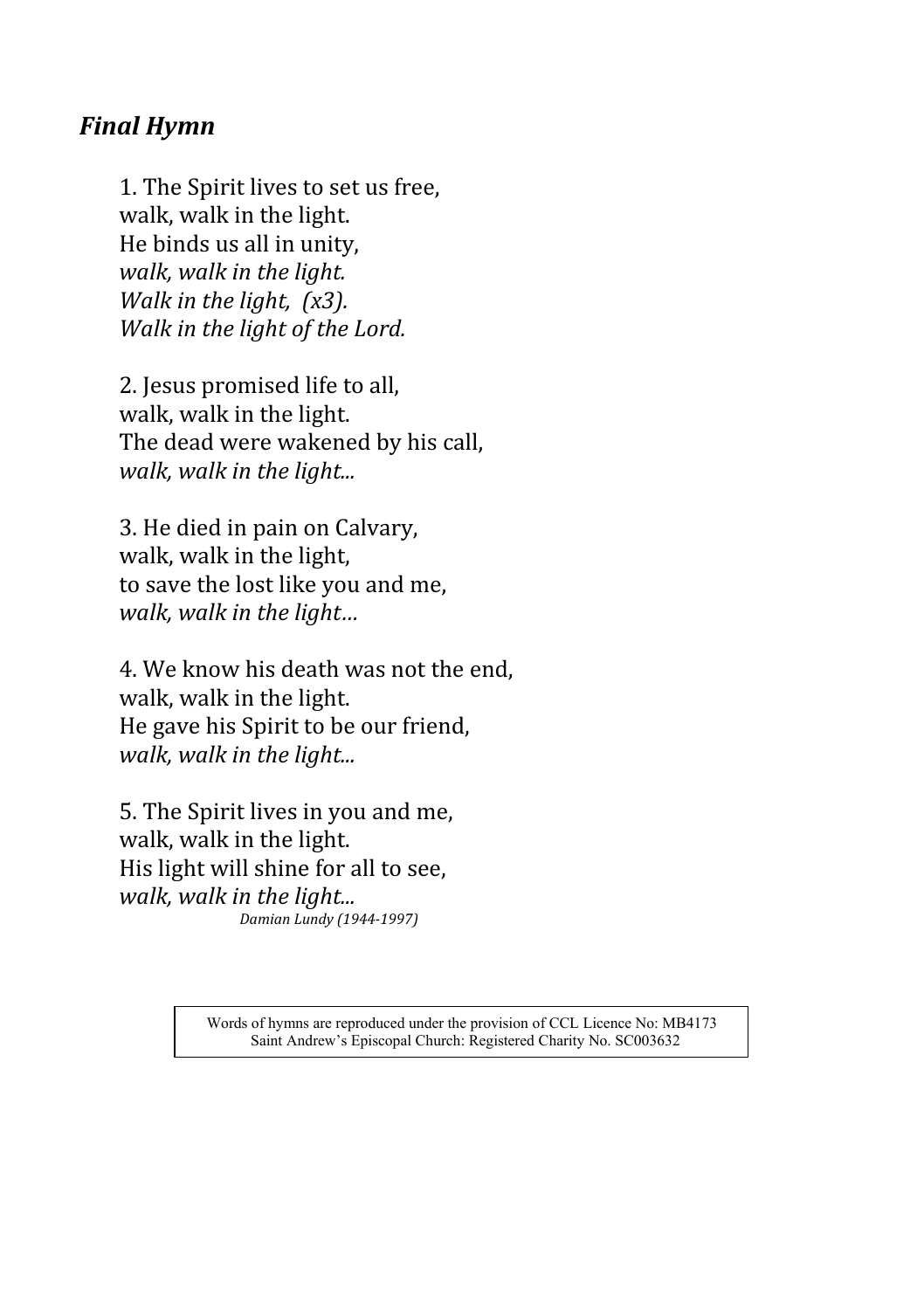## ***Final Hymn***

1. The Spirit lives to set us free,  
walk, walk in the light.  
He binds us all in unity,  
*walk, walk in the light.*  
*Walk in the light, (x3).*  
*Walk in the light of the Lord.*

2. Jesus promised life to all,  
walk, walk in the light.  
The dead were wakened by his call,  
*walk, walk in the light...*

3. He died in pain on Calvary,  
walk, walk in the light,  
to save the lost like you and me,  
*walk, walk in the light…*

4. We know his death was not the end,  
walk, walk in the light.  
He gave his Spirit to be our friend,  
*walk, walk in the light...*

5. The Spirit lives in you and me,  
walk, walk in the light.  
His light will shine for all to see,  
*walk, walk in the light...*

*Damian Lundy (1944-1997)*

Words of hymns are reproduced under the provision of CCL Licence No: MB4173  
Saint Andrew's Episcopal Church: Registered Charity No. SC003632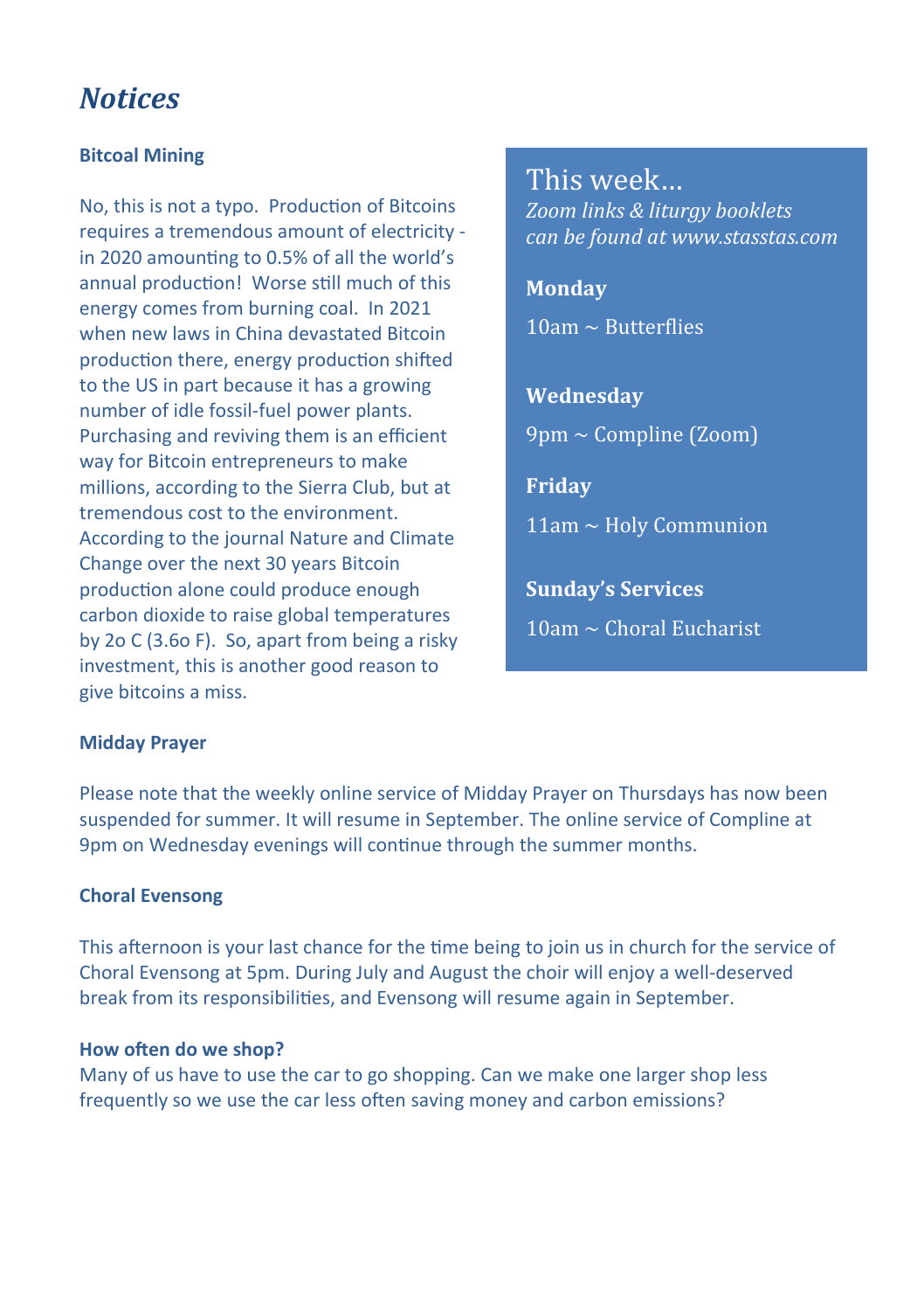# *Notices*

**Bitcoal Mining**

No, this is not a typo. Production of Bitcoins requires a tremendous amount of electricity - in 2020 amounting to 0.5% of all the world's annual production! Worse still much of this energy comes from burning coal. In 2021 when new laws in China devastated Bitcoin production there, energy production shifted to the US in part because it has a growing number of idle fossil-fuel power plants. Purchasing and reviving them is an efficient way for Bitcoin entrepreneurs to make millions, according to the Sierra Club, but at tremendous cost to the environment. According to the journal Nature and Climate Change over the next 30 years Bitcoin production alone could produce enough carbon dioxide to raise global temperatures by 2o C (3.6o F). So, apart from being a risky investment, this is another good reason to give bitcoins a miss.

## This week…

*Zoom links & liturgy booklets can be found at www.stasstas.com*

**Monday**

10am ~ Butterflies

**Wednesday**

9pm ~ Compline (Zoom)

**Friday**

11am ~ Holy Communion

**Sunday's Services**

10am ~ Choral Eucharist

**Midday Prayer**

Please note that the weekly online service of Midday Prayer on Thursdays has now been suspended for summer. It will resume in September. The online service of Compline at 9pm on Wednesday evenings will continue through the summer months.

**Choral Evensong**

This afternoon is your last chance for the time being to join us in church for the service of Choral Evensong at 5pm. During July and August the choir will enjoy a well-deserved break from its responsibilities, and Evensong will resume again in September.

**How often do we shop?**

Many of us have to use the car to go shopping. Can we make one larger shop less frequently so we use the car less often saving money and carbon emissions?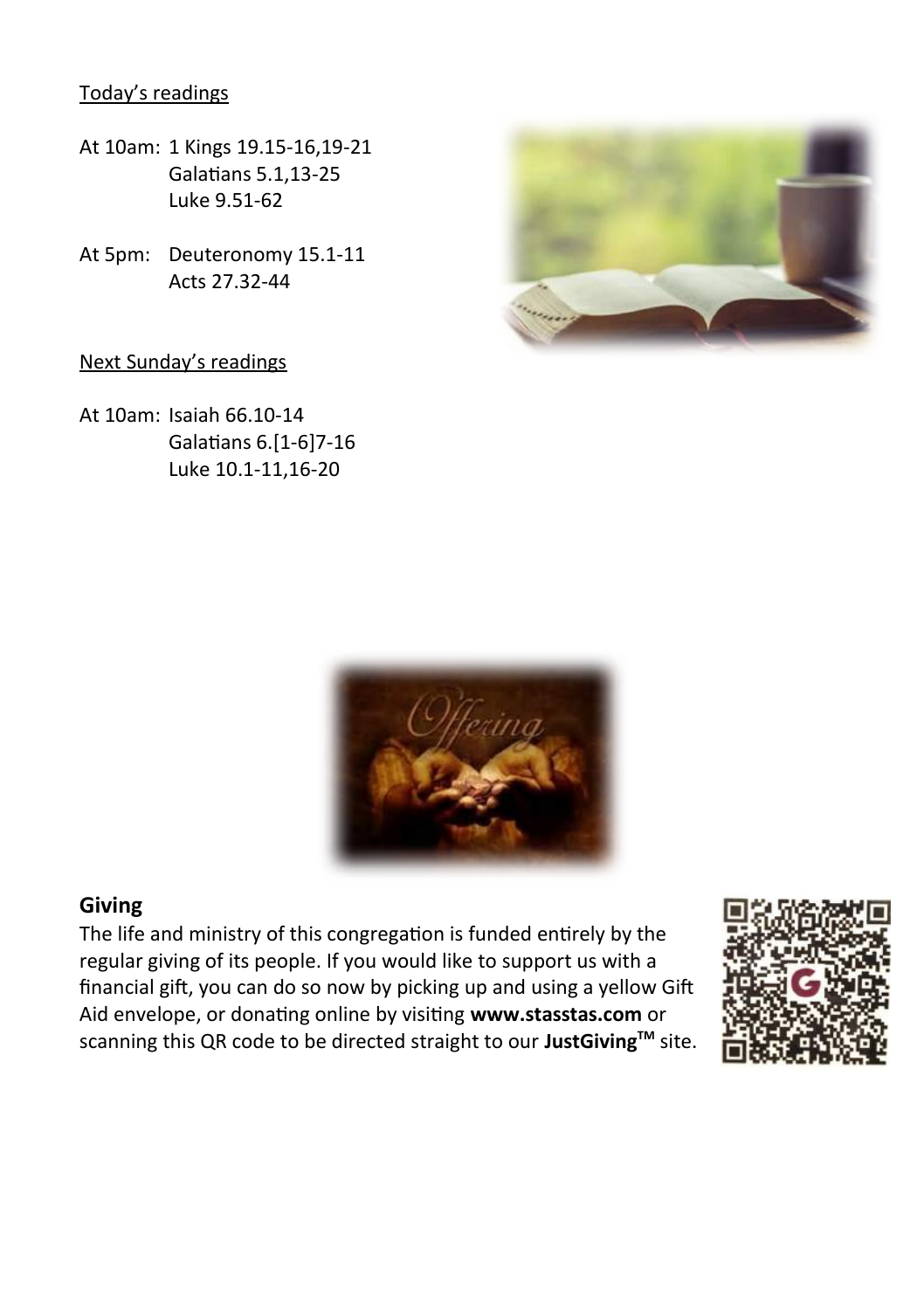Today's readings

At 10am: 1 Kings 19.15-16,19-21
Galatians 5.1,13-25
Luke 9.51-62

At 5pm: Deuteronomy 15.1-11
Acts 27.32-44

Next Sunday's readings

At 10am: Isaiah 66.10-14
Galatians 6.[1-6]7-16
Luke 10.1-11,16-20

## Giving

The life and ministry of this congregation is funded entirely by the regular giving of its people. If you would like to support us with a financial gift, you can do so now by picking up and using a yellow Gift Aid envelope, or donating online by visiting **www.stasstas.com** or scanning this QR code to be directed straight to our **JustGiving™** site.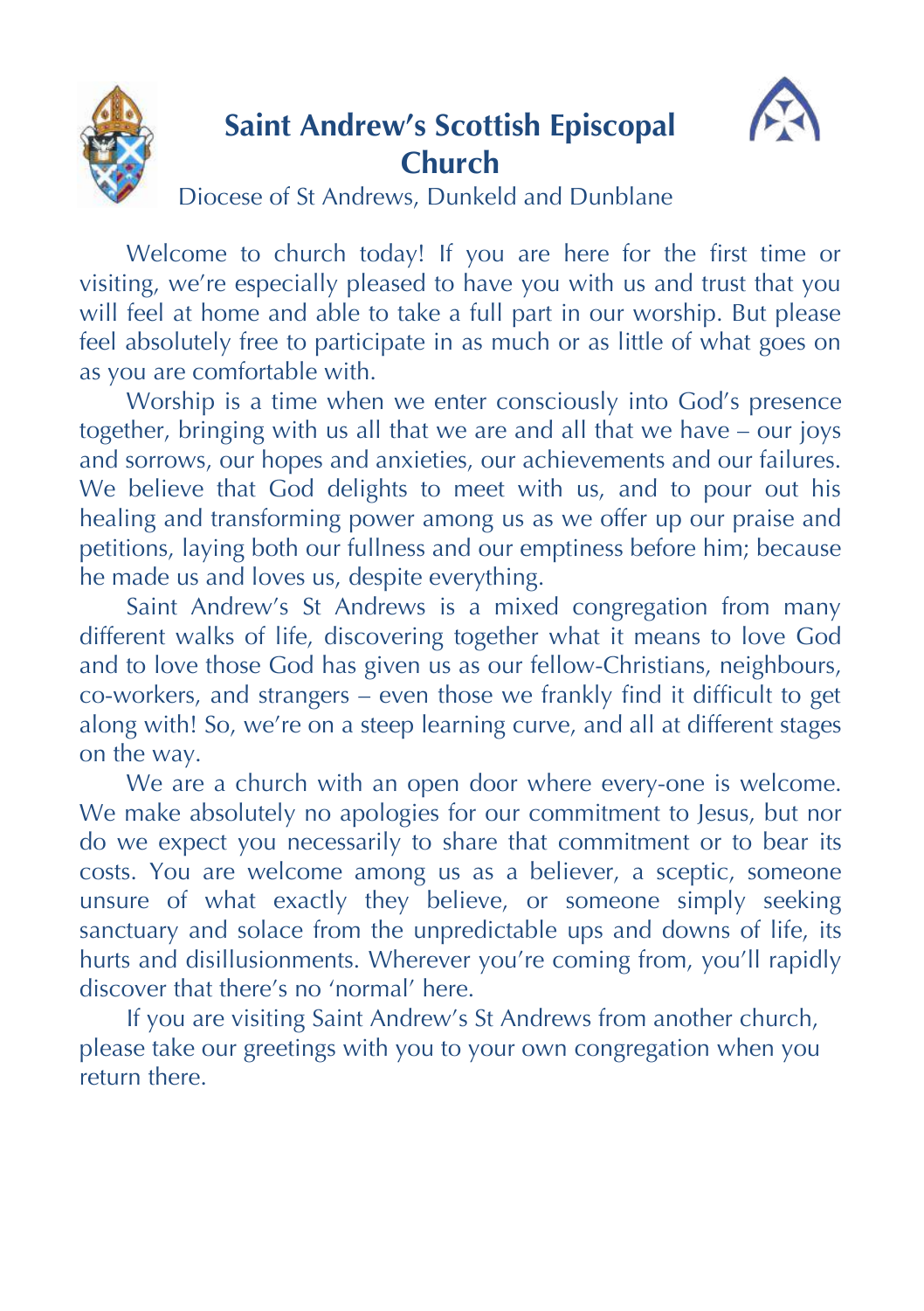# Saint Andrew's Scottish Episcopal Church

Diocese of St Andrews, Dunkeld and Dunblane

Welcome to church today! If you are here for the first time or visiting, we're especially pleased to have you with us and trust that you will feel at home and able to take a full part in our worship. But please feel absolutely free to participate in as much or as little of what goes on as you are comfortable with.

Worship is a time when we enter consciously into God's presence together, bringing with us all that we are and all that we have – our joys and sorrows, our hopes and anxieties, our achievements and our failures. We believe that God delights to meet with us, and to pour out his healing and transforming power among us as we offer up our praise and petitions, laying both our fullness and our emptiness before him; because he made us and loves us, despite everything.

Saint Andrew's St Andrews is a mixed congregation from many different walks of life, discovering together what it means to love God and to love those God has given us as our fellow-Christians, neighbours, co-workers, and strangers – even those we frankly find it difficult to get along with! So, we're on a steep learning curve, and all at different stages on the way.

We are a church with an open door where every-one is welcome. We make absolutely no apologies for our commitment to Jesus, but nor do we expect you necessarily to share that commitment or to bear its costs. You are welcome among us as a believer, a sceptic, someone unsure of what exactly they believe, or someone simply seeking sanctuary and solace from the unpredictable ups and downs of life, its hurts and disillusionments. Wherever you're coming from, you'll rapidly discover that there's no 'normal' here.

If you are visiting Saint Andrew's St Andrews from another church, please take our greetings with you to your own congregation when you return there.